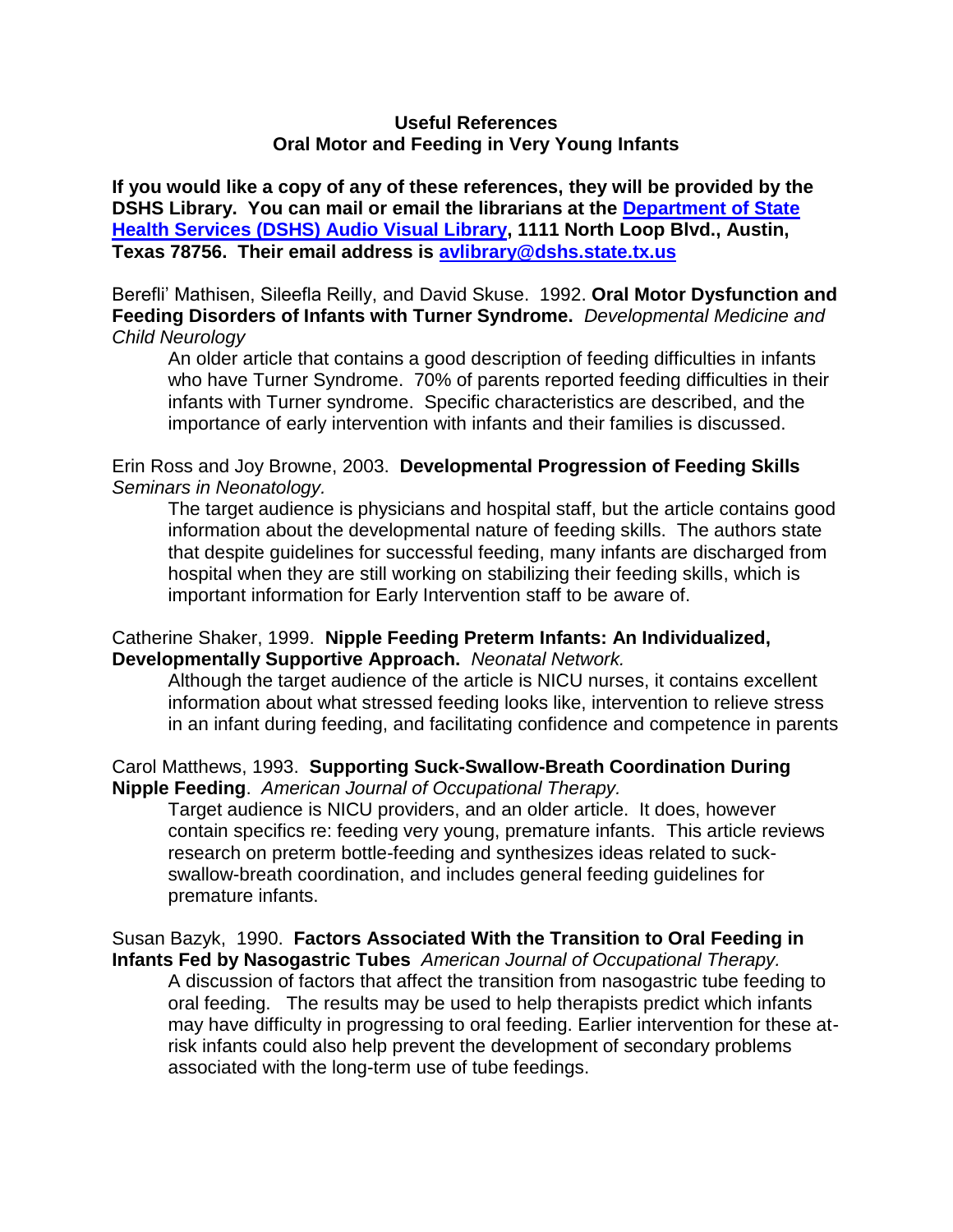**Useful References**
**Oral Motor and Feeding in Very Young Infants**

**If you would like a copy of any of these references, they will be provided by the DSHS Library. You can mail or email the librarians at the [Department of State Health Services (DSHS) Audio Visual Library](), 1111 North Loop Blvd., Austin, Texas 78756. Their email address is [avlibrary@dshs.state.tx.us](mailto:avlibrary@dshs.state.tx.us)**

Berefli' Mathisen, Sileefla Reilly, and David Skuse. 1992. **Oral Motor Dysfunction and Feeding Disorders of Infants with Turner Syndrome.** *Developmental Medicine and Child Neurology*

> An older article that contains a good description of feeding difficulties in infants who have Turner Syndrome. 70% of parents reported feeding difficulties in their infants with Turner syndrome. Specific characteristics are described, and the importance of early intervention with infants and their families is discussed.

Erin Ross and Joy Browne, 2003. **Developmental Progression of Feeding Skills** *Seminars in Neonatology.*

> The target audience is physicians and hospital staff, but the article contains good information about the developmental nature of feeding skills. The authors state that despite guidelines for successful feeding, many infants are discharged from hospital when they are still working on stabilizing their feeding skills, which is important information for Early Intervention staff to be aware of.

Catherine Shaker, 1999. **Nipple Feeding Preterm Infants: An Individualized, Developmentally Supportive Approach.** *Neonatal Network.*

> Although the target audience of the article is NICU nurses, it contains excellent information about what stressed feeding looks like, intervention to relieve stress in an infant during feeding, and facilitating confidence and competence in parents

Carol Matthews, 1993. **Supporting Suck-Swallow-Breath Coordination During Nipple Feeding**. *American Journal of Occupational Therapy.*

> Target audience is NICU providers, and an older article. It does, however contain specifics re: feeding very young, premature infants. This article reviews research on preterm bottle-feeding and synthesizes ideas related to suck-swallow-breath coordination, and includes general feeding guidelines for premature infants.

Susan Bazyk, 1990. **Factors Associated With the Transition to Oral Feeding in Infants Fed by Nasogastric Tubes** *American Journal of Occupational Therapy.*

> A discussion of factors that affect the transition from nasogastric tube feeding to oral feeding. The results may be used to help therapists predict which infants may have difficulty in progressing to oral feeding. Earlier intervention for these at-risk infants could also help prevent the development of secondary problems associated with the long-term use of tube feedings.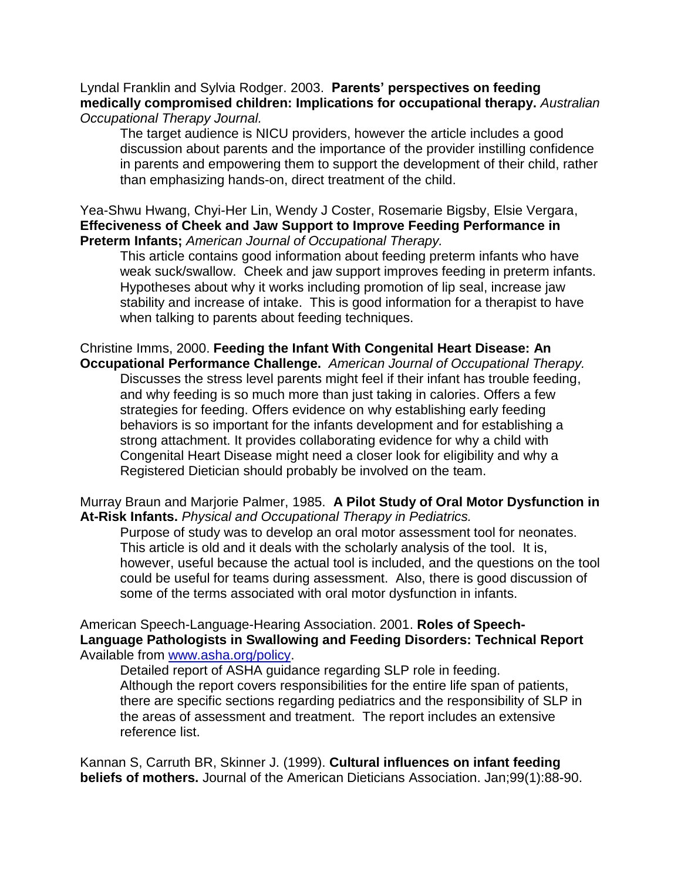Lyndal Franklin and Sylvia Rodger. 2003. **Parents' perspectives on feeding medically compromised children: Implications for occupational therapy.** *Australian Occupational Therapy Journal.*

> The target audience is NICU providers, however the article includes a good discussion about parents and the importance of the provider instilling confidence in parents and empowering them to support the development of their child, rather than emphasizing hands-on, direct treatment of the child.

Yea-Shwu Hwang, Chyi-Her Lin, Wendy J Coster, Rosemarie Bigsby, Elsie Vergara, **Effeciveness of Cheek and Jaw Support to Improve Feeding Performance in Preterm Infants;** *American Journal of Occupational Therapy.*

> This article contains good information about feeding preterm infants who have weak suck/swallow. Cheek and jaw support improves feeding in preterm infants. Hypotheses about why it works including promotion of lip seal, increase jaw stability and increase of intake. This is good information for a therapist to have when talking to parents about feeding techniques.

Christine Imms, 2000. **Feeding the Infant With Congenital Heart Disease: An Occupational Performance Challenge.** *American Journal of Occupational Therapy.*

> Discusses the stress level parents might feel if their infant has trouble feeding, and why feeding is so much more than just taking in calories. Offers a few strategies for feeding. Offers evidence on why establishing early feeding behaviors is so important for the infants development and for establishing a strong attachment. It provides collaborating evidence for why a child with Congenital Heart Disease might need a closer look for eligibility and why a Registered Dietician should probably be involved on the team.

Murray Braun and Marjorie Palmer, 1985. **A Pilot Study of Oral Motor Dysfunction in At-Risk Infants.** *Physical and Occupational Therapy in Pediatrics.*

> Purpose of study was to develop an oral motor assessment tool for neonates. This article is old and it deals with the scholarly analysis of the tool. It is, however, useful because the actual tool is included, and the questions on the tool could be useful for teams during assessment. Also, there is good discussion of some of the terms associated with oral motor dysfunction in infants.

American Speech-Language-Hearing Association. 2001. **Roles of Speech-Language Pathologists in Swallowing and Feeding Disorders: Technical Report** Available from [www.asha.org/policy](www.asha.org/policy).

> Detailed report of ASHA guidance regarding SLP role in feeding. Although the report covers responsibilities for the entire life span of patients, there are specific sections regarding pediatrics and the responsibility of SLP in the areas of assessment and treatment. The report includes an extensive reference list.

Kannan S, Carruth BR, Skinner J. (1999). **Cultural influences on infant feeding beliefs of mothers.** Journal of the American Dieticians Association. Jan;99(1):88-90.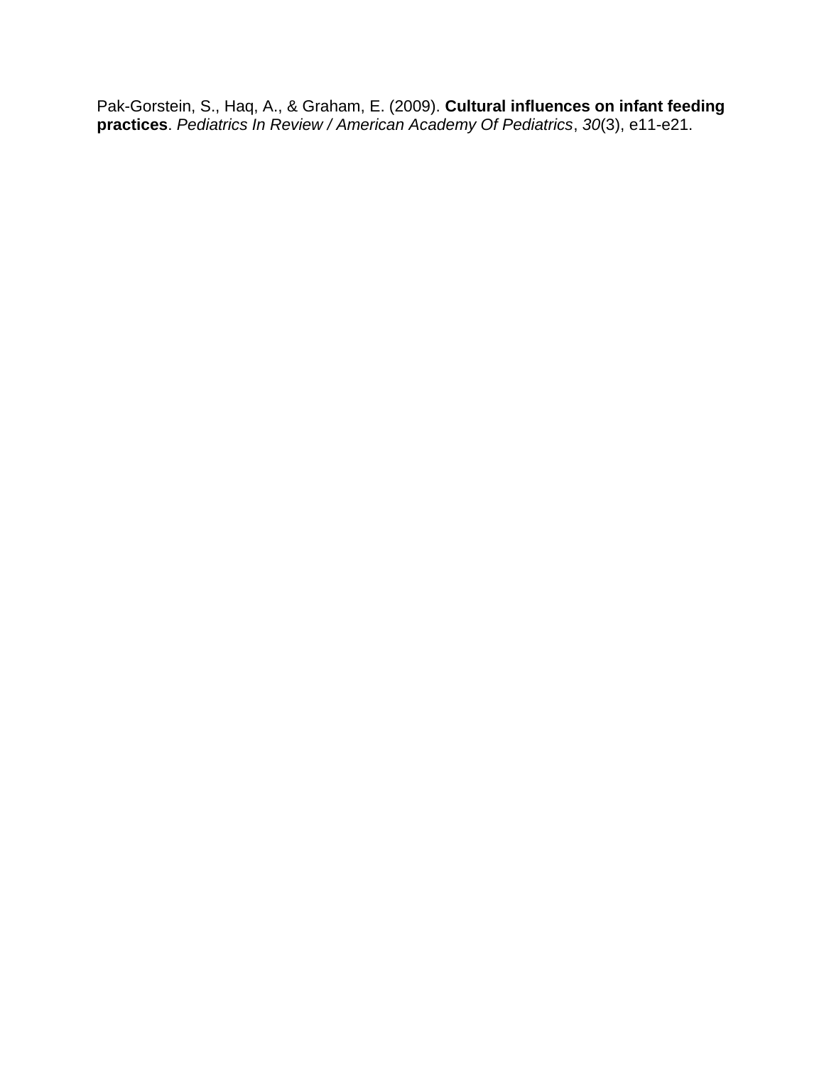Pak-Gorstein, S., Haq, A., & Graham, E. (2009). **Cultural influences on infant feeding practices**. *Pediatrics In Review / American Academy Of Pediatrics*, *30*(3), e11-e21.